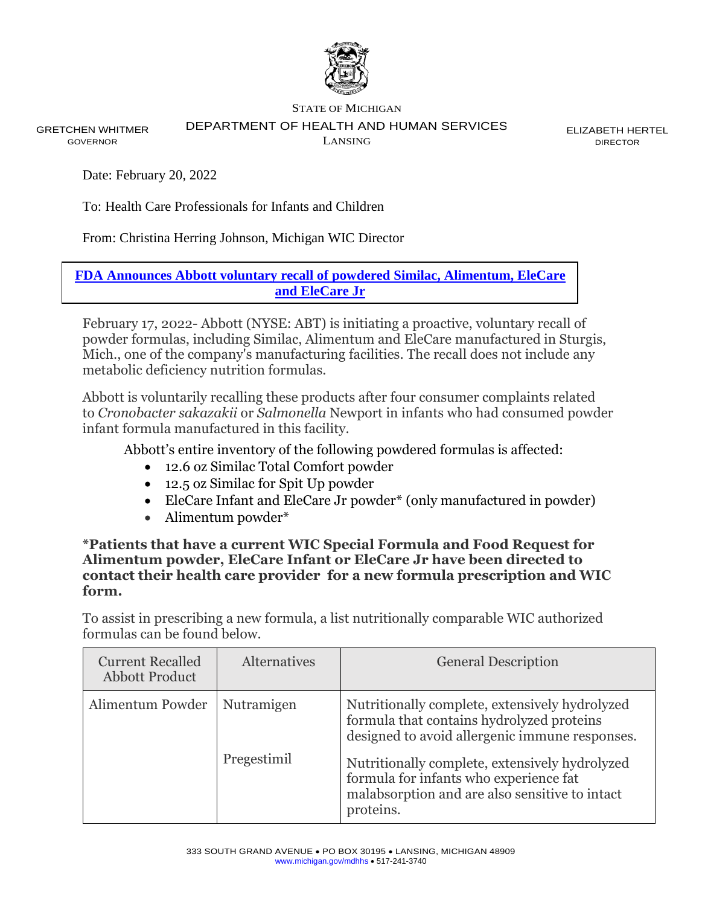STATE OF MICHIGAN

GRETCHEN WHITMER
GOVERNOR

DEPARTMENT OF HEALTH AND HUMAN SERVICES
LANSING

ELIZABETH HERTEL
DIRECTOR

Date: February 20, 2022

To: Health Care Professionals for Infants and Children

From: Christina Herring Johnson, Michigan WIC Director

**FDA Announces Abbott voluntary recall of powdered Similac, Alimentum, EleCare and EleCare Jr**

February 17, 2022- Abbott (NYSE: ABT) is initiating a proactive, voluntary recall of powder formulas, including Similac, Alimentum and EleCare manufactured in Sturgis, Mich., one of the company's manufacturing facilities. The recall does not include any metabolic deficiency nutrition formulas.

Abbott is voluntarily recalling these products after four consumer complaints related to *Cronobacter sakazakii* or *Salmonella* Newport in infants who had consumed powder infant formula manufactured in this facility.

Abbott's entire inventory of the following powdered formulas is affected:

- 12.6 oz Similac Total Comfort powder
- 12.5 oz Similac for Spit Up powder
- EleCare Infant and EleCare Jr powder* (only manufactured in powder)
- Alimentum powder*

**\*Patients that have a current WIC Special Formula and Food Request for Alimentum powder, EleCare Infant or EleCare Jr have been directed to contact their health care provider for a new formula prescription and WIC form.**

To assist in prescribing a new formula, a list nutritionally comparable WIC authorized formulas can be found below.

| Current Recalled Abbott Product | Alternatives | General Description |
|---|---|---|
| Alimentum Powder | Nutramigen | Nutritionally complete, extensively hydrolyzed formula that contains hydrolyzed proteins designed to avoid allergenic immune responses. |
| | Pregestimil | Nutritionally complete, extensively hydrolyzed formula for infants who experience fat malabsorption and are also sensitive to intact proteins. |

333 SOUTH GRAND AVENUE • PO BOX 30195 • LANSING, MICHIGAN 48909
www.michigan.gov/mdhhs • 517-241-3740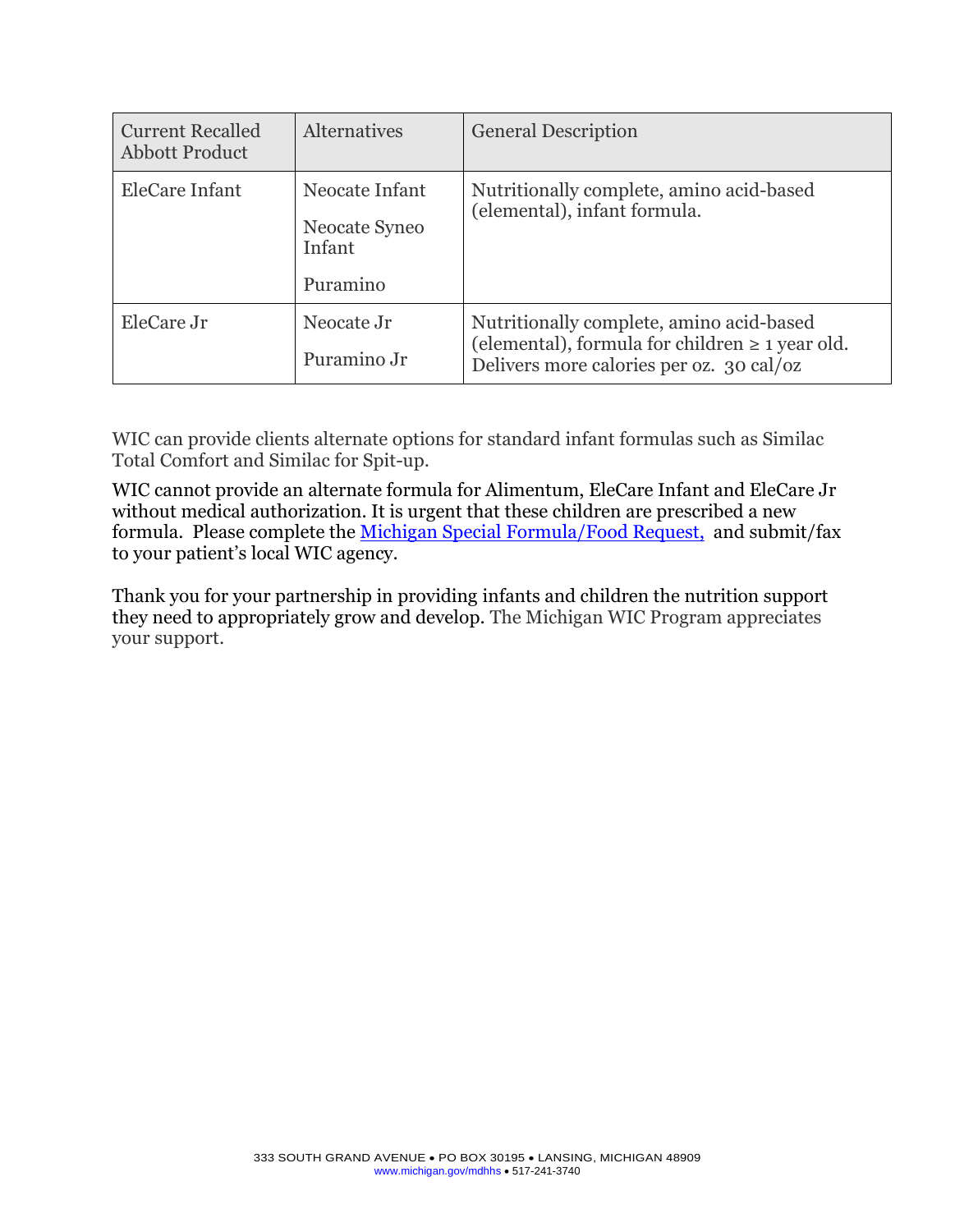| Current Recalled Abbott Product | Alternatives | General Description |
|---|---|---|
| EleCare Infant | Neocate Infant<br><br>Neocate Syneo Infant<br><br>Puramino | Nutritionally complete, amino acid-based (elemental), infant formula. |
| EleCare Jr | Neocate Jr<br><br>Puramino Jr | Nutritionally complete, amino acid-based (elemental), formula for children ≥ 1 year old. Delivers more calories per oz. 30 cal/oz |

WIC can provide clients alternate options for standard infant formulas such as Similac Total Comfort and Similac for Spit-up.

WIC cannot provide an alternate formula for Alimentum, EleCare Infant and EleCare Jr without medical authorization. It is urgent that these children are prescribed a new formula. Please complete the Michigan Special Formula/Food Request, and submit/fax to your patient's local WIC agency.

Thank you for your partnership in providing infants and children the nutrition support they need to appropriately grow and develop. The Michigan WIC Program appreciates your support.

333 SOUTH GRAND AVENUE • PO BOX 30195 • LANSING, MICHIGAN 48909
www.michigan.gov/mdhhs • 517-241-3740